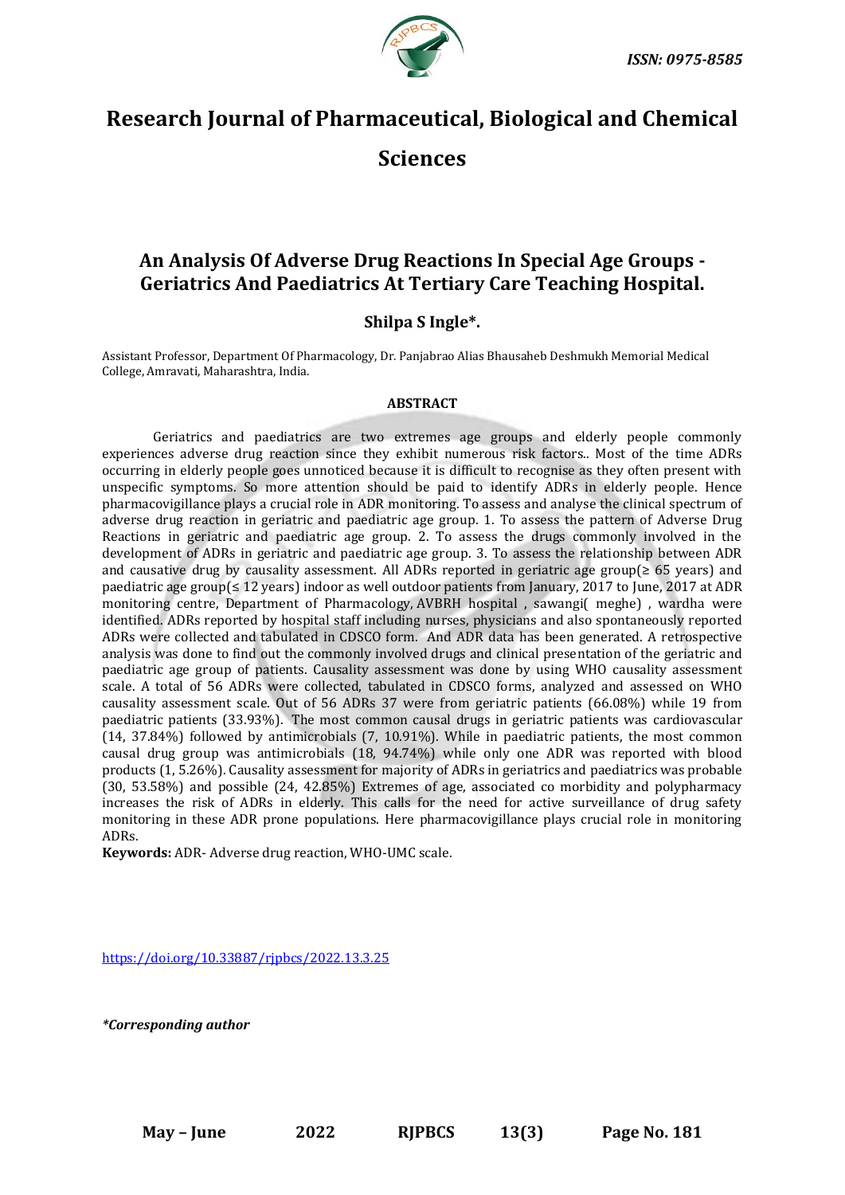ISSN: 0975-8585

# Research Journal of Pharmaceutical, Biological and Chemical Sciences

## An Analysis Of Adverse Drug Reactions In Special Age Groups - Geriatrics And Paediatrics At Tertiary Care Teaching Hospital.

**Shilpa S Ingle\*.**

Assistant Professor, Department Of Pharmacology, Dr. Panjabrao Alias Bhausaheb Deshmukh Memorial Medical College, Amravati, Maharashtra, India.

### ABSTRACT

Geriatrics and paediatrics are two extremes age groups and elderly people commonly experiences adverse drug reaction since they exhibit numerous risk factors.. Most of the time ADRs occurring in elderly people goes unnoticed because it is difficult to recognise as they often present with unspecific symptoms. So more attention should be paid to identify ADRs in elderly people. Hence pharmacovigillance plays a crucial role in ADR monitoring. To assess and analyse the clinical spectrum of adverse drug reaction in geriatric and paediatric age group. 1. To assess the pattern of Adverse Drug Reactions in geriatric and paediatric age group. 2. To assess the drugs commonly involved in the development of ADRs in geriatric and paediatric age group. 3. To assess the relationship between ADR and causative drug by causality assessment. All ADRs reported in geriatric age group(≥ 65 years) and paediatric age group(≤ 12 years) indoor as well outdoor patients from January, 2017 to June, 2017 at ADR monitoring centre, Department of Pharmacology, AVBRH hospital , sawangi( meghe) , wardha were identified. ADRs reported by hospital staff including nurses, physicians and also spontaneously reported ADRs were collected and tabulated in CDSCO form. And ADR data has been generated. A retrospective analysis was done to find out the commonly involved drugs and clinical presentation of the geriatric and paediatric age group of patients. Causality assessment was done by using WHO causality assessment scale. A total of 56 ADRs were collected, tabulated in CDSCO forms, analyzed and assessed on WHO causality assessment scale. Out of 56 ADRs 37 were from geriatric patients (66.08%) while 19 from paediatric patients (33.93%). The most common causal drugs in geriatric patients was cardiovascular (14, 37.84%) followed by antimicrobials (7, 10.91%). While in paediatric patients, the most common causal drug group was antimicrobials (18, 94.74%) while only one ADR was reported with blood products (1, 5.26%). Causality assessment for majority of ADRs in geriatrics and paediatrics was probable (30, 53.58%) and possible (24, 42.85%) Extremes of age, associated co morbidity and polypharmacy increases the risk of ADRs in elderly. This calls for the need for active surveillance of drug safety monitoring in these ADR prone populations. Here pharmacovigillance plays crucial role in monitoring ADRs.

**Keywords:** ADR- Adverse drug reaction, WHO-UMC scale.

https://doi.org/10.33887/rjpbcs/2022.13.3.25

*\*Corresponding author*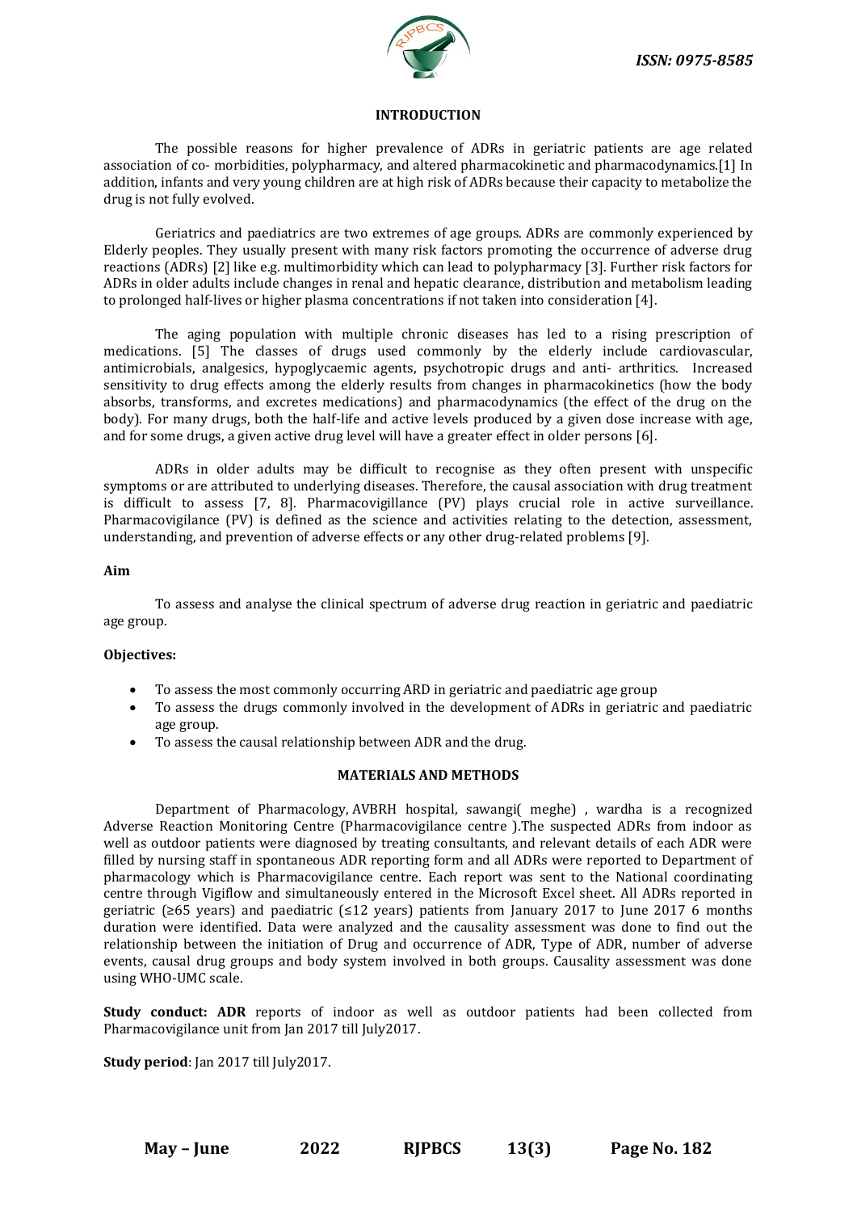## INTRODUCTION

The possible reasons for higher prevalence of ADRs in geriatric patients are age related association of co- morbidities, polypharmacy, and altered pharmacokinetic and pharmacodynamics.[1] In addition, infants and very young children are at high risk of ADRs because their capacity to metabolize the drug is not fully evolved.

Geriatrics and paediatrics are two extremes of age groups. ADRs are commonly experienced by Elderly peoples. They usually present with many risk factors promoting the occurrence of adverse drug reactions (ADRs) [2] like e.g. multimorbidity which can lead to polypharmacy [3]. Further risk factors for ADRs in older adults include changes in renal and hepatic clearance, distribution and metabolism leading to prolonged half-lives or higher plasma concentrations if not taken into consideration [4].

The aging population with multiple chronic diseases has led to a rising prescription of medications. [5] The classes of drugs used commonly by the elderly include cardiovascular, antimicrobials, analgesics, hypoglycaemic agents, psychotropic drugs and anti- arthritics. Increased sensitivity to drug effects among the elderly results from changes in pharmacokinetics (how the body absorbs, transforms, and excretes medications) and pharmacodynamics (the effect of the drug on the body). For many drugs, both the half-life and active levels produced by a given dose increase with age, and for some drugs, a given active drug level will have a greater effect in older persons [6].

ADRs in older adults may be difficult to recognise as they often present with unspecific symptoms or are attributed to underlying diseases. Therefore, the causal association with drug treatment is difficult to assess [7, 8]. Pharmacovigillance (PV) plays crucial role in active surveillance. Pharmacovigilance (PV) is defined as the science and activities relating to the detection, assessment, understanding, and prevention of adverse effects or any other drug-related problems [9].

**Aim**

To assess and analyse the clinical spectrum of adverse drug reaction in geriatric and paediatric age group.

**Objectives:**

- To assess the most commonly occurring ARD in geriatric and paediatric age group
- To assess the drugs commonly involved in the development of ADRs in geriatric and paediatric age group.
- To assess the causal relationship between ADR and the drug.

## MATERIALS AND METHODS

Department of Pharmacology, AVBRH hospital, sawangi( meghe) , wardha is a recognized Adverse Reaction Monitoring Centre (Pharmacovigilance centre ).The suspected ADRs from indoor as well as outdoor patients were diagnosed by treating consultants, and relevant details of each ADR were filled by nursing staff in spontaneous ADR reporting form and all ADRs were reported to Department of pharmacology which is Pharmacovigilance centre. Each report was sent to the National coordinating centre through Vigiflow and simultaneously entered in the Microsoft Excel sheet. All ADRs reported in geriatric (≥65 years) and paediatric (≤12 years) patients from January 2017 to June 2017 6 months duration were identified. Data were analyzed and the causality assessment was done to find out the relationship between the initiation of Drug and occurrence of ADR, Type of ADR, number of adverse events, causal drug groups and body system involved in both groups. Causality assessment was done using WHO-UMC scale.

**Study conduct: ADR** reports of indoor as well as outdoor patients had been collected from Pharmacovigilance unit from Jan 2017 till July2017.

**Study period**: Jan 2017 till July2017.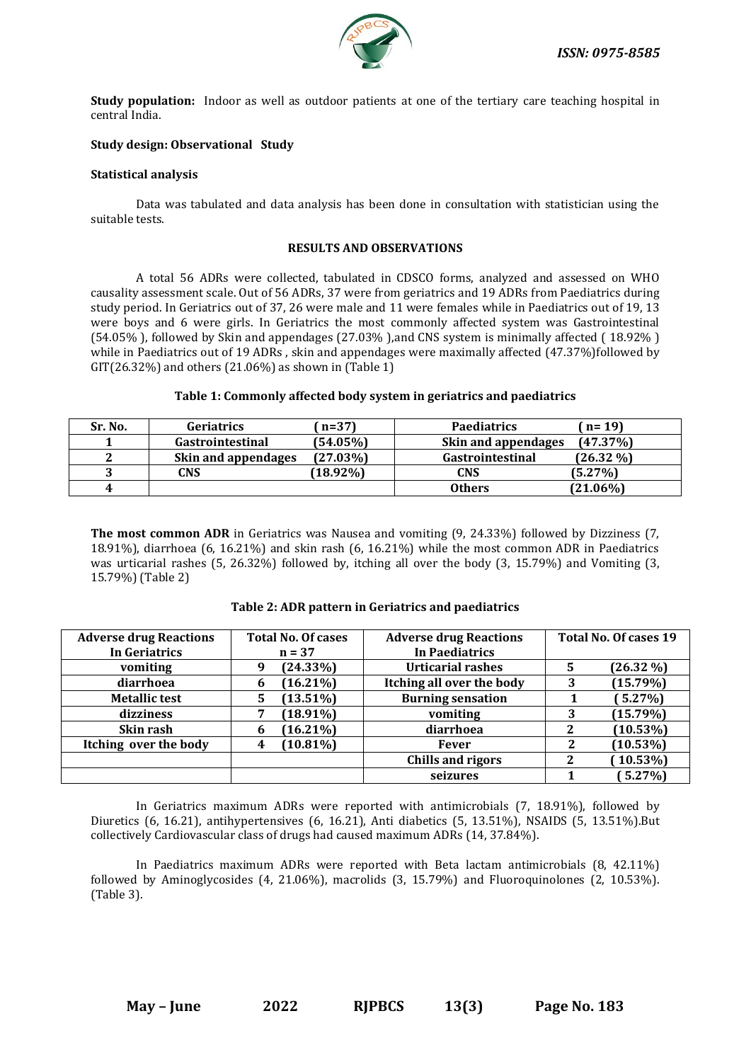**Study population:** Indoor as well as outdoor patients at one of the tertiary care teaching hospital in central India.

**Study design: Observational Study**

**Statistical analysis**

Data was tabulated and data analysis has been done in consultation with statistician using the suitable tests.

## RESULTS AND OBSERVATIONS

A total 56 ADRs were collected, tabulated in CDSCO forms, analyzed and assessed on WHO causality assessment scale. Out of 56 ADRs, 37 were from geriatrics and 19 ADRs from Paediatrics during study period. In Geriatrics out of 37, 26 were male and 11 were females while in Paediatrics out of 19, 13 were boys and 6 were girls. In Geriatrics the most commonly affected system was Gastrointestinal (54.05% ), followed by Skin and appendages (27.03% ),and CNS system is minimally affected ( 18.92% ) while in Paediatrics out of 19 ADRs , skin and appendages were maximally affected (47.37%)followed by GIT(26.32%) and others (21.06%) as shown in (Table 1)

**Table 1: Commonly affected body system in geriatrics and paediatrics**

| Sr. No. | Geriatrics ( n=37) | | Paediatrics ( n= 19) | |
|---|---|---|---|---|
| 1 | Gastrointestinal | (54.05%) | Skin and appendages | (47.37%) |
| 2 | Skin and appendages | (27.03%) | Gastrointestinal | (26.32 %) |
| 3 | CNS | (18.92%) | CNS | (5.27%) |
| 4 | | | Others | (21.06%) |

**The most common ADR** in Geriatrics was Nausea and vomiting (9, 24.33%) followed by Dizziness (7, 18.91%), diarrhoea (6, 16.21%) and skin rash (6, 16.21%) while the most common ADR in Paediatrics was urticarial rashes (5, 26.32%) followed by, itching all over the body (3, 15.79%) and Vomiting (3, 15.79%) (Table 2)

**Table 2: ADR pattern in Geriatrics and paediatrics**

| Adverse drug Reactions In Geriatrics | Total No. Of cases n = 37 | | Adverse drug Reactions In Paediatrics | Total No. Of cases 19 | |
|---|---|---|---|---|---|
| vomiting | 9 | (24.33%) | Urticarial rashes | 5 | (26.32 %) |
| diarrhoea | 6 | (16.21%) | Itching all over the body | 3 | (15.79%) |
| Metallic test | 5 | (13.51%) | Burning sensation | 1 | ( 5.27%) |
| dizziness | 7 | (18.91%) | vomiting | 3 | (15.79%) |
| Skin rash | 6 | (16.21%) | diarrhoea | 2 | (10.53%) |
| Itching over the body | 4 | (10.81%) | Fever | 2 | (10.53%) |
| | | | Chills and rigors | 2 | ( 10.53%) |
| | | | seizures | 1 | ( 5.27%) |

In Geriatrics maximum ADRs were reported with antimicrobials (7, 18.91%), followed by Diuretics (6, 16.21), antihypertensives (6, 16.21), Anti diabetics (5, 13.51%), NSAIDS (5, 13.51%).But collectively Cardiovascular class of drugs had caused maximum ADRs (14, 37.84%).

In Paediatrics maximum ADRs were reported with Beta lactam antimicrobials (8, 42.11%) followed by Aminoglycosides (4, 21.06%), macrolids (3, 15.79%) and Fluoroquinolones (2, 10.53%). (Table 3).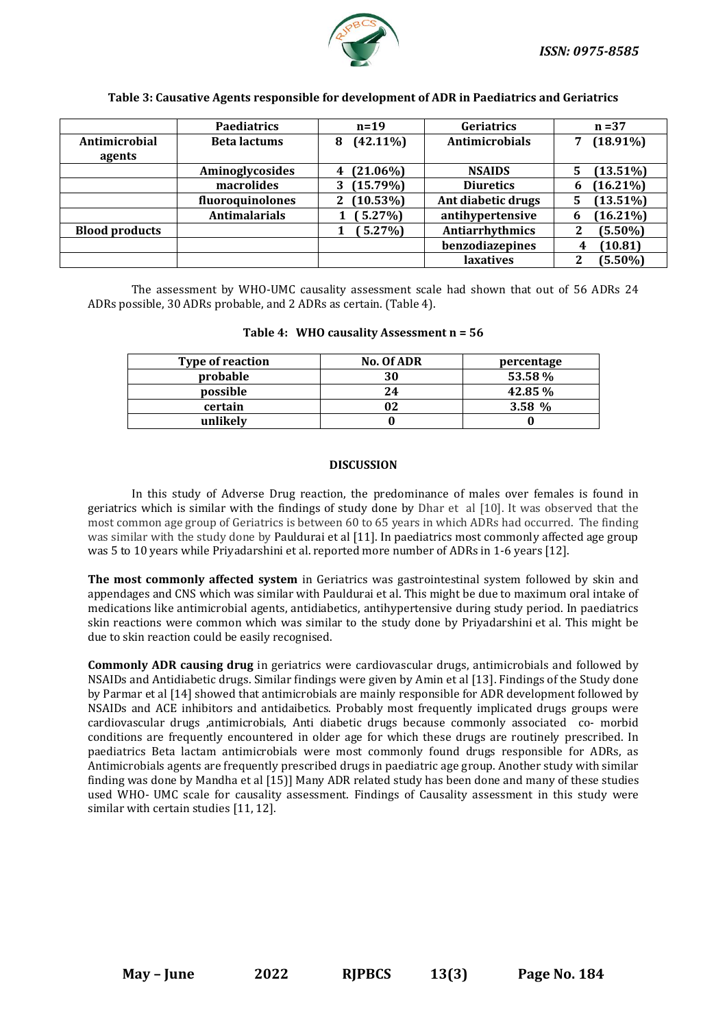**Table 3: Causative Agents responsible for development of ADR in Paediatrics and Geriatrics**

| | Paediatrics | n=19 | Geriatrics | n =37 |
|---|---|---|---|---|
| Antimicrobial agents | Beta lactums | 8 (42.11%) | Antimicrobials | 7 (18.91%) |
| | Aminoglycosides | 4 (21.06%) | NSAIDS | 5 (13.51%) |
| | macrolides | 3 (15.79%) | Diuretics | 6 (16.21%) |
| | fluoroquinolones | 2 (10.53%) | Ant diabetic drugs | 5 (13.51%) |
| | Antimalarials | 1 ( 5.27%) | antihypertensive | 6 (16.21%) |
| Blood products | | 1 ( 5.27%) | Antiarrhythmics | 2 (5.50%) |
| | | | benzodiazepines | 4 (10.81) |
| | | | laxatives | 2 (5.50%) |

The assessment by WHO-UMC causality assessment scale had shown that out of 56 ADRs 24 ADRs possible, 30 ADRs probable, and 2 ADRs as certain. (Table 4).

**Table 4: WHO causality Assessment n = 56**

| Type of reaction | No. Of ADR | percentage |
|---|---|---|
| probable | 30 | 53.58 % |
| possible | 24 | 42.85 % |
| certain | 02 | 3.58 % |
| unlikely | 0 | 0 |

## DISCUSSION

In this study of Adverse Drug reaction, the predominance of males over females is found in geriatrics which is similar with the findings of study done by Dhar et al [10]. It was observed that the most common age group of Geriatrics is between 60 to 65 years in which ADRs had occurred. The finding was similar with the study done by Pauldurai et al [11]. In paediatrics most commonly affected age group was 5 to 10 years while Priyadarshini et al. reported more number of ADRs in 1-6 years [12].

**The most commonly affected system** in Geriatrics was gastrointestinal system followed by skin and appendages and CNS which was similar with Pauldurai et al. This might be due to maximum oral intake of medications like antimicrobial agents, antidiabetics, antihypertensive during study period. In paediatrics skin reactions were common which was similar to the study done by Priyadarshini et al. This might be due to skin reaction could be easily recognised.

**Commonly ADR causing drug** in geriatrics were cardiovascular drugs, antimicrobials and followed by NSAIDs and Antidiabetic drugs. Similar findings were given by Amin et al [13]. Findings of the Study done by Parmar et al [14] showed that antimicrobials are mainly responsible for ADR development followed by NSAIDs and ACE inhibitors and antidaibetics. Probably most frequently implicated drugs groups were cardiovascular drugs ,antimicrobials, Anti diabetic drugs because commonly associated co- morbid conditions are frequently encountered in older age for which these drugs are routinely prescribed. In paediatrics Beta lactam antimicrobials were most commonly found drugs responsible for ADRs, as Antimicrobials agents are frequently prescribed drugs in paediatric age group. Another study with similar finding was done by Mandha et al [15]] Many ADR related study has been done and many of these studies used WHO- UMC scale for causality assessment. Findings of Causality assessment in this study were similar with certain studies [11, 12].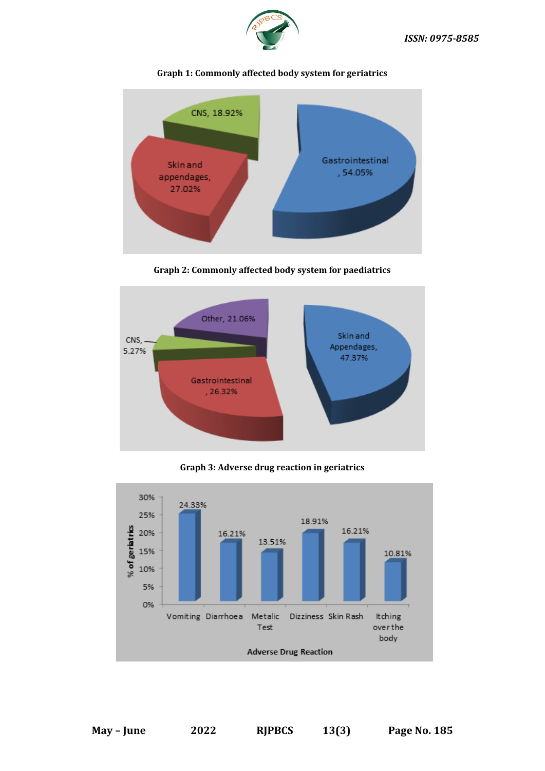**Graph 1: Commonly affected body system for geriatrics**

CNS, 18.92%

Skin and appendages, 27.02%

Gastrointestinal, 54.05%

**Graph 2: Commonly affected body system for paediatrics**

Other, 21.06%

CNS, 5.27%

Gastrointestinal, 26.32%

Skin and Appendages, 47.37%

**Graph 3: Adverse drug reaction in geriatrics**

| Adverse Drug Reaction | % of geriatrics |
|---|---|
| Vomiting | 24.33% |
| Diarrhoea | 16.21% |
| Metalic Test | 13.51% |
| Dizziness | 18.91% |
| Skin Rash | 16.21% |
| Itching over the body | 10.81% |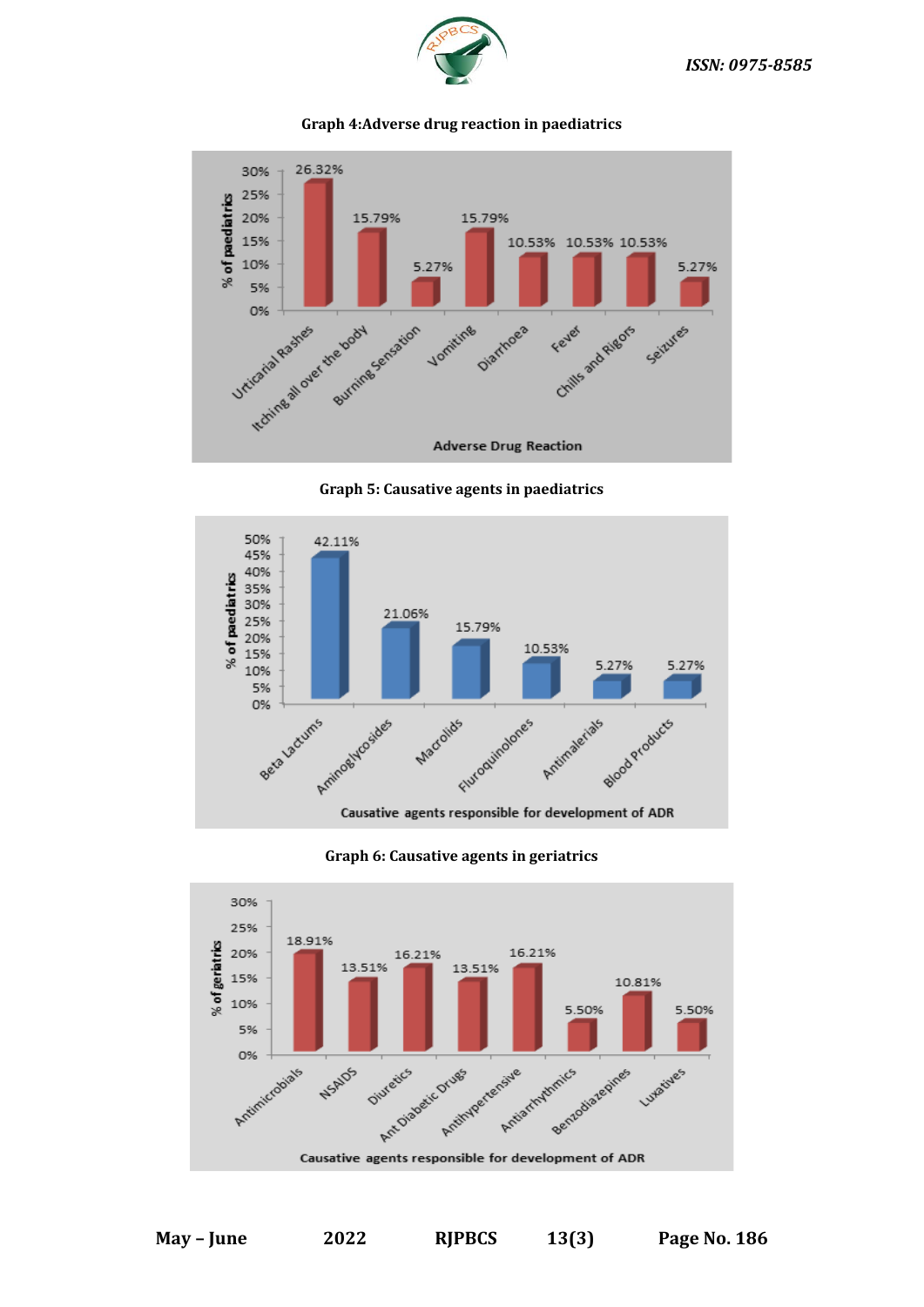**Graph 4:Adverse drug reaction in paediatrics**

| Adverse Drug Reaction | % of paediatrics |
|---|---|
| Urticarial Rashes | 26.32% |
| Itching all over the body | 15.79% |
| Burning Sensation | 5.27% |
| Vomiting | 15.79% |
| Diarrhoea | 10.53% |
| Fever | 10.53% |
| Chills and Rigors | 10.53% |
| Seizures | 5.27% |

**Graph 5: Causative agents in paediatrics**

| Causative agents responsible for development of ADR | % of paediatrics |
|---|---|
| Beta Lactums | 42.11% |
| Aminoglycosides | 21.06% |
| Macrolids | 15.79% |
| Fluroquinolones | 10.53% |
| Antimalerials | 5.27% |
| Blood Products | 5.27% |

**Graph 6: Causative agents in geriatrics**

| Causative agents responsible for development of ADR | % of geriatrics |
|---|---|
| Antimicrobials | 18.91% |
| NSAIDS | 13.51% |
| Diuretics | 16.21% |
| Ant Diabetic Drugs | 13.51% |
| Antihypertensive | 16.21% |
| Antiarrhythmics | 5.50% |
| Benzodiazepines | 10.81% |
| Luxatives | 5.50% |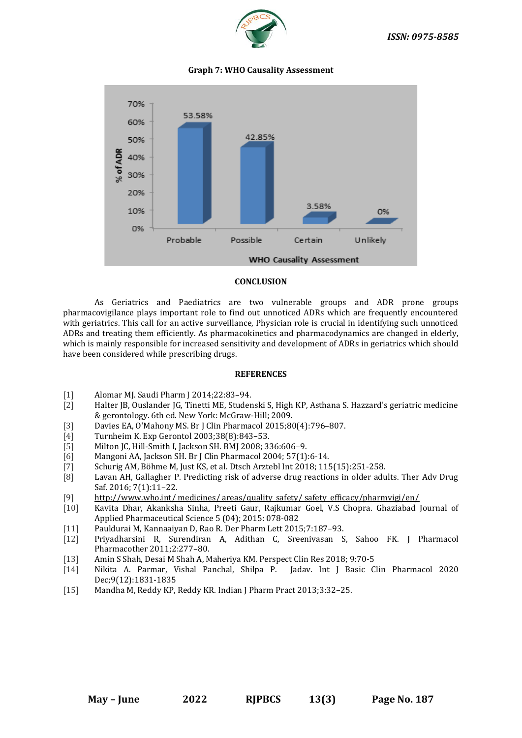**Graph 7: WHO Causality Assessment**

70%
60%
50%
40%
30%
20%
10%
0%

% of ADR

53.58%
42.85%
3.58%
0%

Probable
Possible
Certain
Unlikely

WHO Causality Assessment

## CONCLUSION

As Geriatrics and Paediatrics are two vulnerable groups and ADR prone groups pharmacovigilance plays important role to find out unnoticed ADRs which are frequently encountered with geriatrics. This call for an active surveillance, Physician role is crucial in identifying such unnoticed ADRs and treating them efficiently. As pharmacokinetics and pharmacodynamics are changed in elderly, which is mainly responsible for increased sensitivity and development of ADRs in geriatrics which should have been considered while prescribing drugs.

## REFERENCES

[1] Alomar MJ. Saudi Pharm J 2014;22:83–94.

[2] Halter JB, Ouslander JG, Tinetti ME, Studenski S, High KP, Asthana S. Hazzard's geriatric medicine & gerontology. 6th ed. New York: McGraw-Hill; 2009.

[3] Davies EA, O'Mahony MS. Br J Clin Pharmacol 2015;80(4):796–807.

[4] Turnheim K. Exp Gerontol 2003;38(8):843–53.

[5] Milton JC, Hill-Smith I, Jackson SH. BMJ 2008; 336:606–9.

[6] Mangoni AA, Jackson SH. Br J Clin Pharmacol 2004; 57(1):6-14.

[7] Schurig AM, Böhme M, Just KS, et al. Dtsch Arztebl Int 2018; 115(15):251-258.

[8] Lavan AH, Gallagher P. Predicting risk of adverse drug reactions in older adults. Ther Adv Drug Saf. 2016; 7(1):11–22.

[9] http://www.who.int/ medicines/ areas/quality safety/ safety efficacy/pharmvigi/en/

[10] Kavita Dhar, Akanksha Sinha, Preeti Gaur, Rajkumar Goel, V.S Chopra. Ghaziabad Journal of Applied Pharmaceutical Science 5 (04); 2015: 078-082

[11] Pauldurai M, Kannaaiyan D, Rao R. Der Pharm Lett 2015;7:187–93.

[12] Priyadharsini R, Surendiran A, Adithan C, Sreenivasan S, Sahoo FK. J Pharmacol Pharmacother 2011;2:277–80.

[13] Amin S Shah, Desai M Shah A, Maheriya KM. Perspect Clin Res 2018; 9:70-5

[14] Nikita A. Parmar, Vishal Panchal, Shilpa P. Jadav. Int J Basic Clin Pharmacol 2020 Dec;9(12):1831-1835

[15] Mandha M, Reddy KP, Reddy KR. Indian J Pharm Pract 2013;3:32–25.